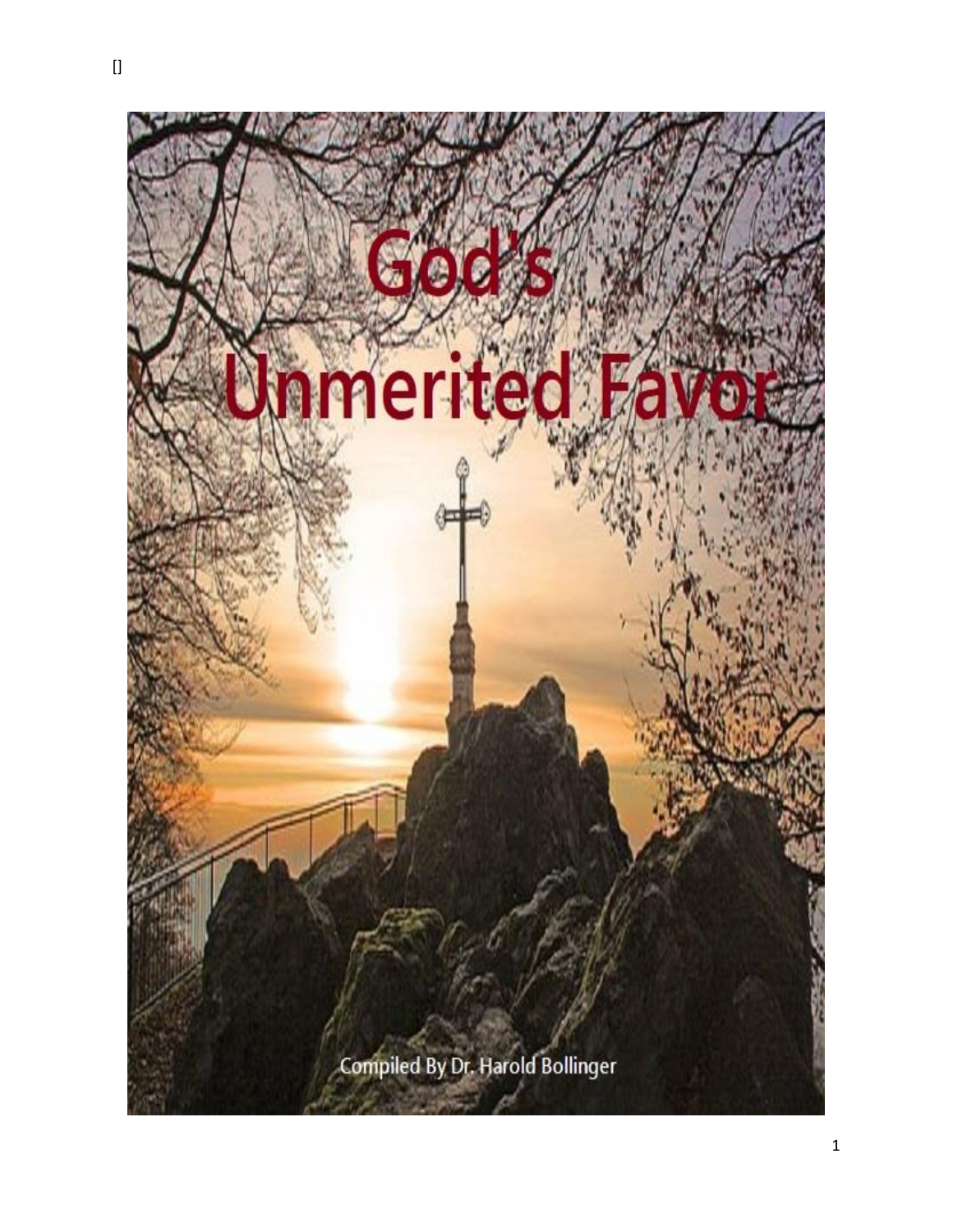[]

# God's Unmerited Favor

Compiled By Dr. Harold Bollinger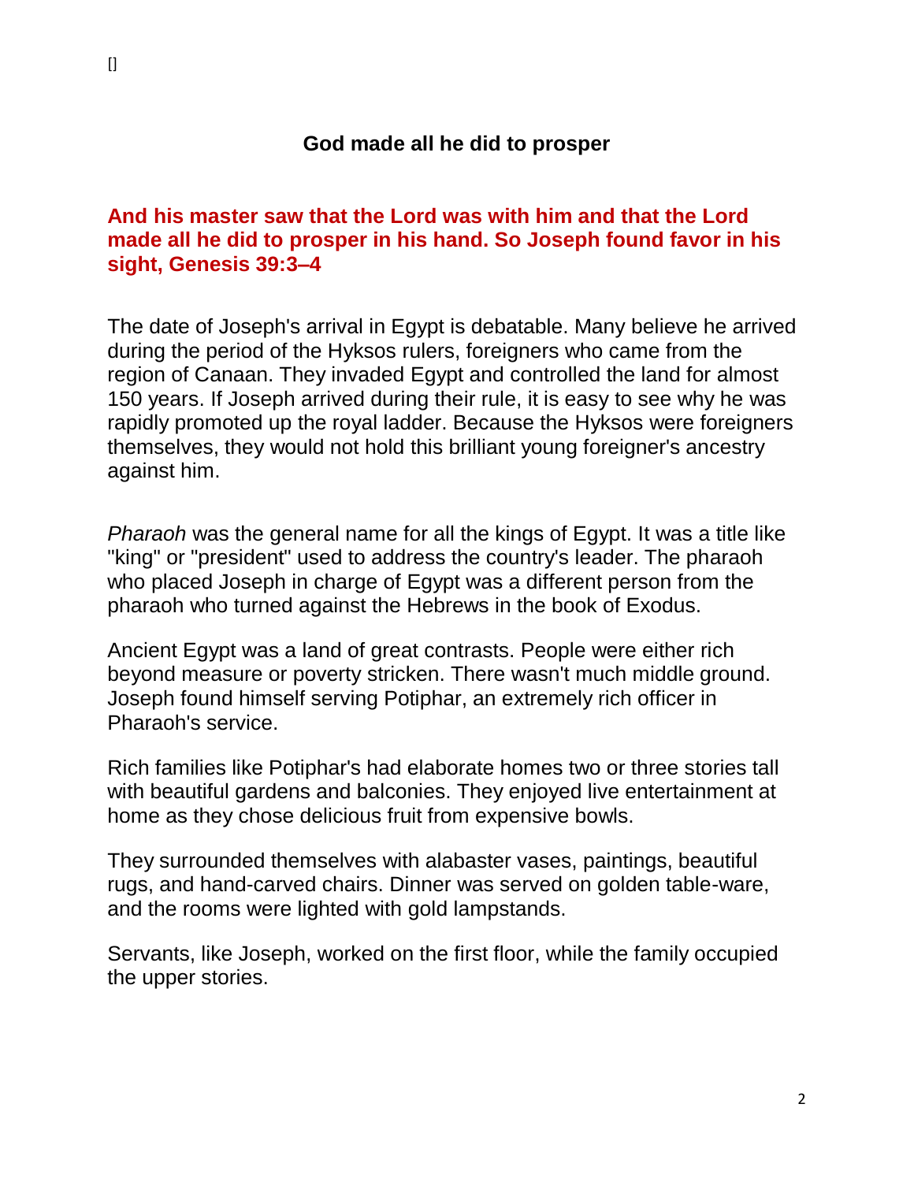[]

## God made all he did to prosper

**And his master saw that the Lord was with him and that the Lord made all he did to prosper in his hand. So Joseph found favor in his sight, Genesis 39:3–4**

The date of Joseph's arrival in Egypt is debatable. Many believe he arrived during the period of the Hyksos rulers, foreigners who came from the region of Canaan. They invaded Egypt and controlled the land for almost 150 years. If Joseph arrived during their rule, it is easy to see why he was rapidly promoted up the royal ladder. Because the Hyksos were foreigners themselves, they would not hold this brilliant young foreigner's ancestry against him.

*Pharaoh* was the general name for all the kings of Egypt. It was a title like "king" or "president" used to address the country's leader. The pharaoh who placed Joseph in charge of Egypt was a different person from the pharaoh who turned against the Hebrews in the book of Exodus.

Ancient Egypt was a land of great contrasts. People were either rich beyond measure or poverty stricken. There wasn't much middle ground. Joseph found himself serving Potiphar, an extremely rich officer in Pharaoh's service.

Rich families like Potiphar's had elaborate homes two or three stories tall with beautiful gardens and balconies. They enjoyed live entertainment at home as they chose delicious fruit from expensive bowls.

They surrounded themselves with alabaster vases, paintings, beautiful rugs, and hand-carved chairs. Dinner was served on golden table-ware, and the rooms were lighted with gold lampstands.

Servants, like Joseph, worked on the first floor, while the family occupied the upper stories.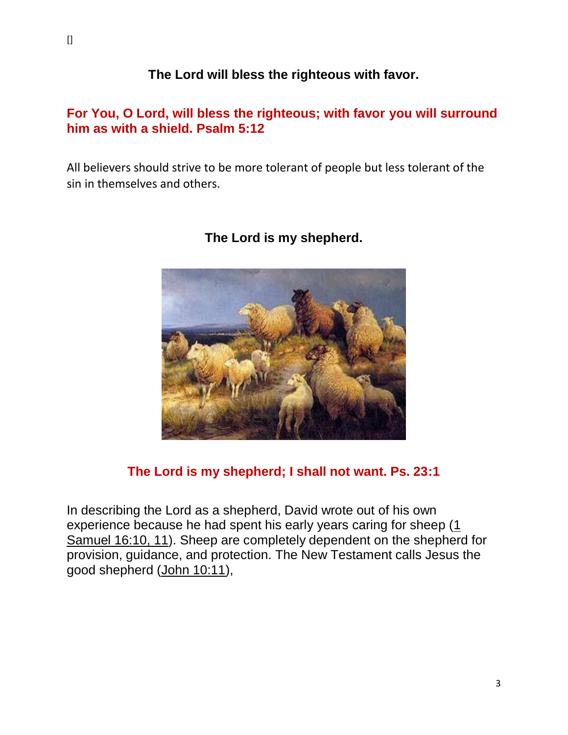[]

**The Lord will bless the righteous with favor.**

**For You, O Lord, will bless the righteous; with favor you will surround him as with a shield. Psalm 5:12**

All believers should strive to be more tolerant of people but less tolerant of the sin in themselves and others.

**The Lord is my shepherd.**

**The Lord is my shepherd; I shall not want. Ps. 23:1**

In describing the Lord as a shepherd, David wrote out of his own experience because he had spent his early years caring for sheep (1 Samuel 16:10, 11). Sheep are completely dependent on the shepherd for provision, guidance, and protection. The New Testament calls Jesus the good shepherd (John 10:11),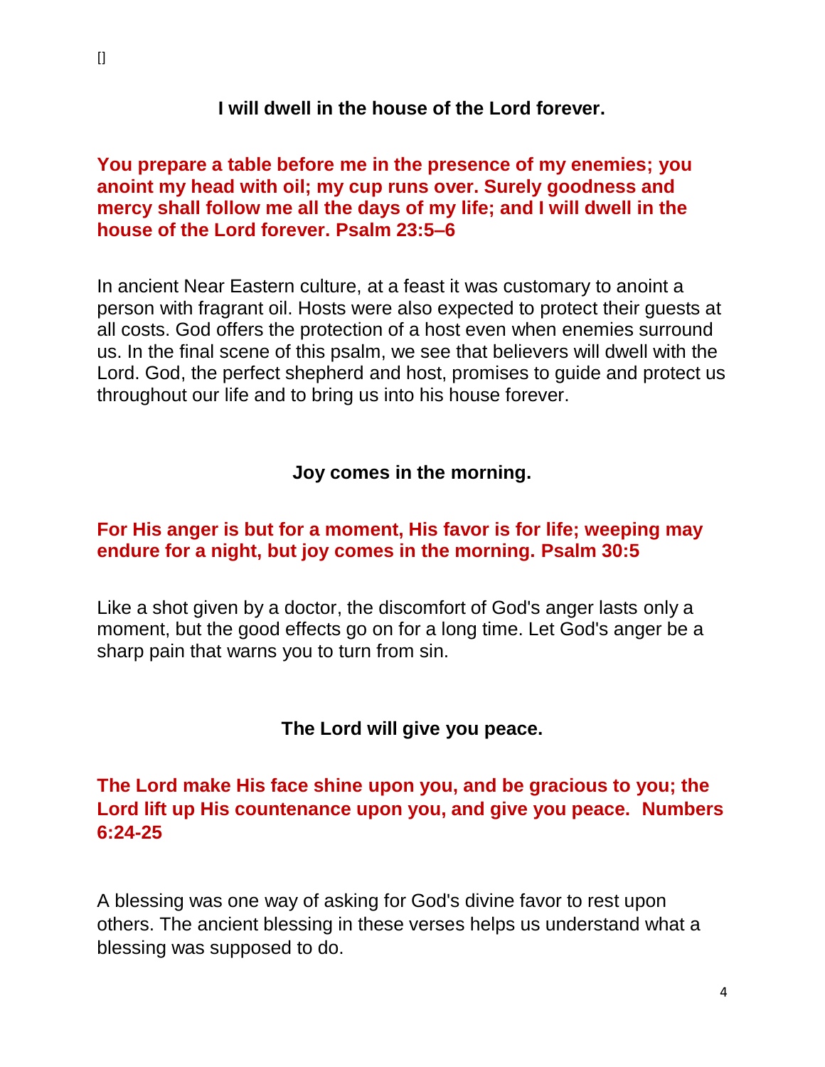[]

**I will dwell in the house of the Lord forever.**

**You prepare a table before me in the presence of my enemies; you anoint my head with oil; my cup runs over. Surely goodness and mercy shall follow me all the days of my life; and I will dwell in the house of the Lord forever. Psalm 23:5–6**

In ancient Near Eastern culture, at a feast it was customary to anoint a person with fragrant oil. Hosts were also expected to protect their guests at all costs. God offers the protection of a host even when enemies surround us. In the final scene of this psalm, we see that believers will dwell with the Lord. God, the perfect shepherd and host, promises to guide and protect us throughout our life and to bring us into his house forever.

**Joy comes in the morning.**

**For His anger is but for a moment, His favor is for life; weeping may endure for a night, but joy comes in the morning. Psalm 30:5**

Like a shot given by a doctor, the discomfort of God's anger lasts only a moment, but the good effects go on for a long time. Let God's anger be a sharp pain that warns you to turn from sin.

**The Lord will give you peace.**

**The Lord make His face shine upon you, and be gracious to you; the Lord lift up His countenance upon you, and give you peace. Numbers 6:24-25**

A blessing was one way of asking for God's divine favor to rest upon others. The ancient blessing in these verses helps us understand what a blessing was supposed to do.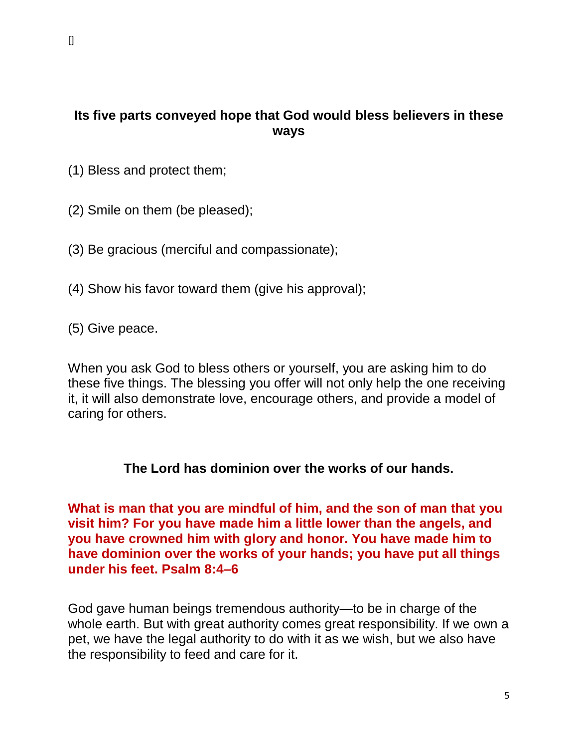[]

**Its five parts conveyed hope that God would bless believers in these ways**

(1) Bless and protect them;

(2) Smile on them (be pleased);

(3) Be gracious (merciful and compassionate);

(4) Show his favor toward them (give his approval);

(5) Give peace.

When you ask God to bless others or yourself, you are asking him to do these five things. The blessing you offer will not only help the one receiving it, it will also demonstrate love, encourage others, and provide a model of caring for others.

**The Lord has dominion over the works of our hands.**

**What is man that you are mindful of him, and the son of man that you visit him? For you have made him a little lower than the angels, and you have crowned him with glory and honor. You have made him to have dominion over the works of your hands; you have put all things under his feet. Psalm 8:4–6**

God gave human beings tremendous authority—to be in charge of the whole earth. But with great authority comes great responsibility. If we own a pet, we have the legal authority to do with it as we wish, but we also have the responsibility to feed and care for it.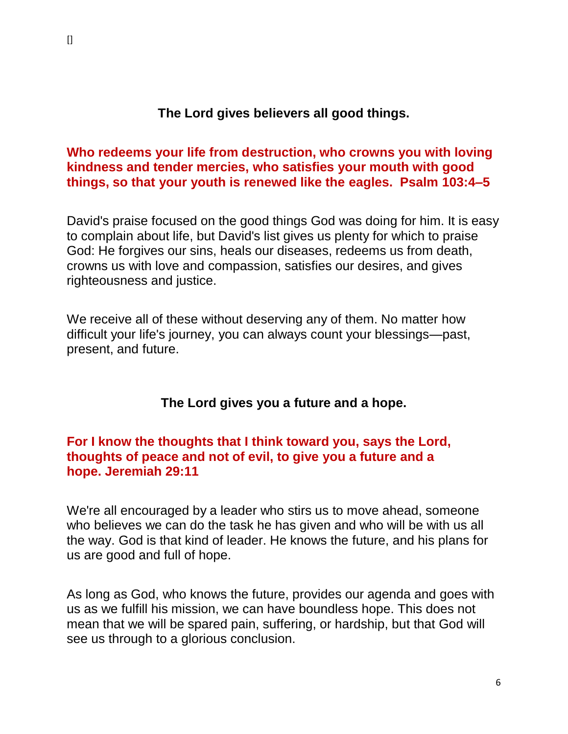[]

**The Lord gives believers all good things.**

**Who redeems your life from destruction, who crowns you with loving kindness and tender mercies, who satisfies your mouth with good things, so that your youth is renewed like the eagles.  Psalm 103:4–5**

David's praise focused on the good things God was doing for him. It is easy to complain about life, but David's list gives us plenty for which to praise God: He forgives our sins, heals our diseases, redeems us from death, crowns us with love and compassion, satisfies our desires, and gives righteousness and justice.

We receive all of these without deserving any of them. No matter how difficult your life's journey, you can always count your blessings—past, present, and future.

**The Lord gives you a future and a hope.**

**For I know the thoughts that I think toward you, says the Lord, thoughts of peace and not of evil, to give you a future and a hope. Jeremiah 29:11**

We're all encouraged by a leader who stirs us to move ahead, someone who believes we can do the task he has given and who will be with us all the way. God is that kind of leader. He knows the future, and his plans for us are good and full of hope.

As long as God, who knows the future, provides our agenda and goes with us as we fulfill his mission, we can have boundless hope. This does not mean that we will be spared pain, suffering, or hardship, but that God will see us through to a glorious conclusion.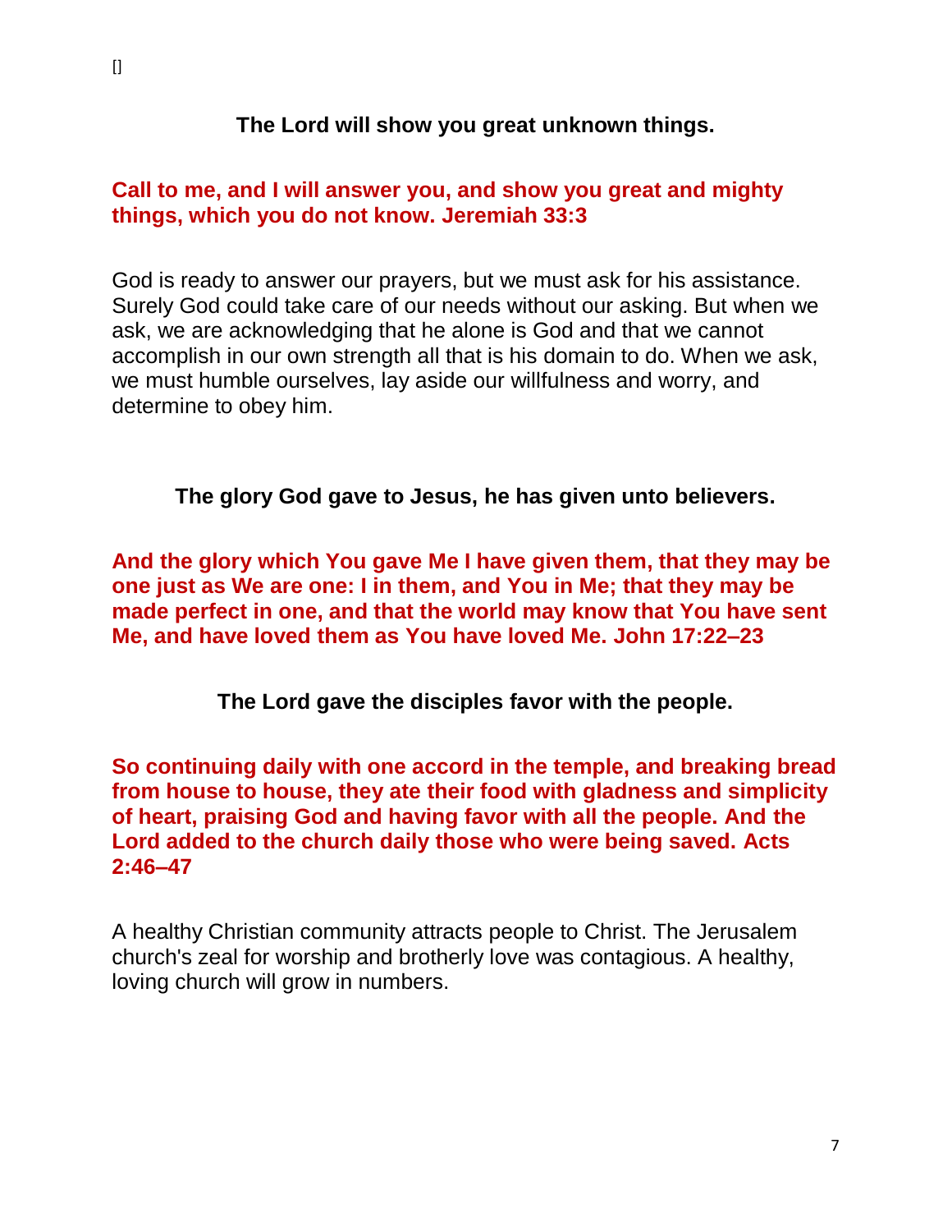[]

**The Lord will show you great unknown things.**

**Call to me, and I will answer you, and show you great and mighty things, which you do not know. Jeremiah 33:3**

God is ready to answer our prayers, but we must ask for his assistance. Surely God could take care of our needs without our asking. But when we ask, we are acknowledging that he alone is God and that we cannot accomplish in our own strength all that is his domain to do. When we ask, we must humble ourselves, lay aside our willfulness and worry, and determine to obey him.

**The glory God gave to Jesus, he has given unto believers.**

**And the glory which You gave Me I have given them, that they may be one just as We are one: I in them, and You in Me; that they may be made perfect in one, and that the world may know that You have sent Me, and have loved them as You have loved Me. John 17:22–23**

**The Lord gave the disciples favor with the people.**

**So continuing daily with one accord in the temple, and breaking bread from house to house, they ate their food with gladness and simplicity of heart, praising God and having favor with all the people. And the Lord added to the church daily those who were being saved. Acts 2:46–47**

A healthy Christian community attracts people to Christ. The Jerusalem church's zeal for worship and brotherly love was contagious. A healthy, loving church will grow in numbers.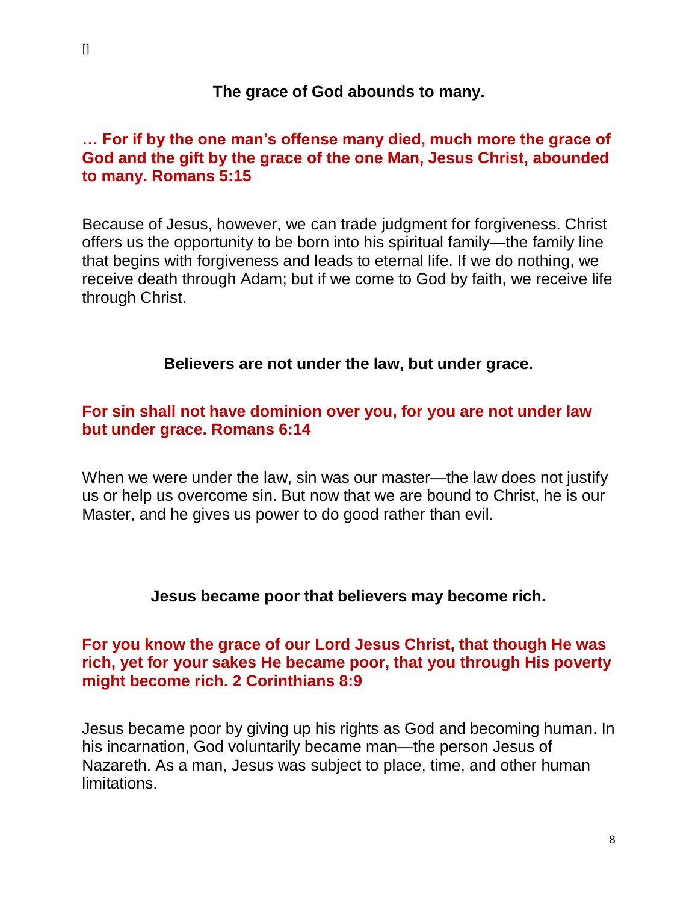[]

### The grace of God abounds to many.

**… For if by the one man's offense many died, much more the grace of God and the gift by the grace of the one Man, Jesus Christ, abounded to many. Romans 5:15**

Because of Jesus, however, we can trade judgment for forgiveness. Christ offers us the opportunity to be born into his spiritual family—the family line that begins with forgiveness and leads to eternal life. If we do nothing, we receive death through Adam; but if we come to God by faith, we receive life through Christ.

### Believers are not under the law, but under grace.

**For sin shall not have dominion over you, for you are not under law but under grace. Romans 6:14**

When we were under the law, sin was our master—the law does not justify us or help us overcome sin. But now that we are bound to Christ, he is our Master, and he gives us power to do good rather than evil.

### Jesus became poor that believers may become rich.

**For you know the grace of our Lord Jesus Christ, that though He was rich, yet for your sakes He became poor, that you through His poverty might become rich. 2 Corinthians 8:9**

Jesus became poor by giving up his rights as God and becoming human. In his incarnation, God voluntarily became man—the person Jesus of Nazareth. As a man, Jesus was subject to place, time, and other human limitations.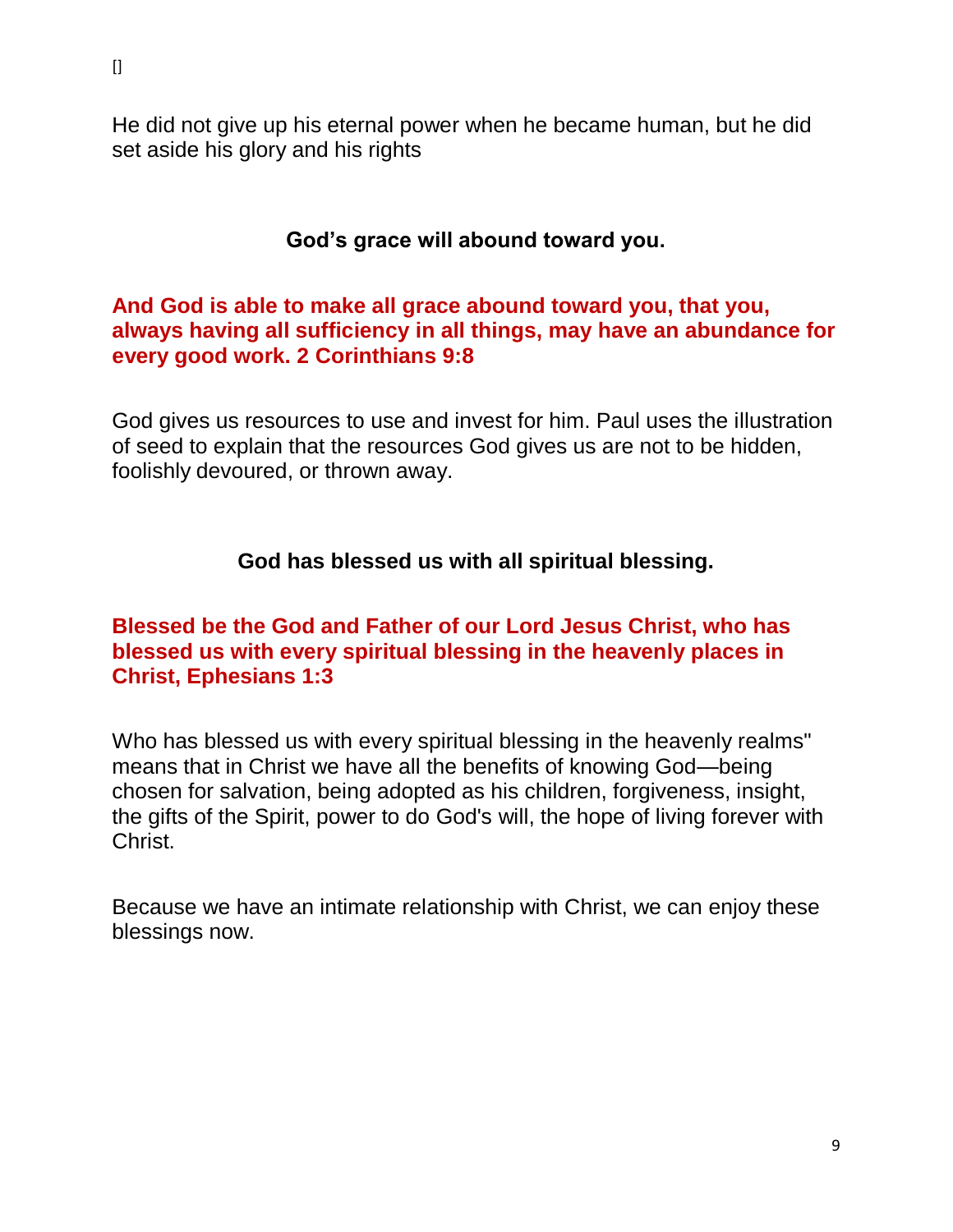[]

He did not give up his eternal power when he became human, but he did set aside his glory and his rights

**God's grace will abound toward you.**

**And God is able to make all grace abound toward you, that you, always having all sufficiency in all things, may have an abundance for every good work. 2 Corinthians 9:8**

God gives us resources to use and invest for him. Paul uses the illustration of seed to explain that the resources God gives us are not to be hidden, foolishly devoured, or thrown away.

**God has blessed us with all spiritual blessing.**

**Blessed be the God and Father of our Lord Jesus Christ, who has blessed us with every spiritual blessing in the heavenly places in Christ, Ephesians 1:3**

Who has blessed us with every spiritual blessing in the heavenly realms" means that in Christ we have all the benefits of knowing God—being chosen for salvation, being adopted as his children, forgiveness, insight, the gifts of the Spirit, power to do God's will, the hope of living forever with Christ.

Because we have an intimate relationship with Christ, we can enjoy these blessings now.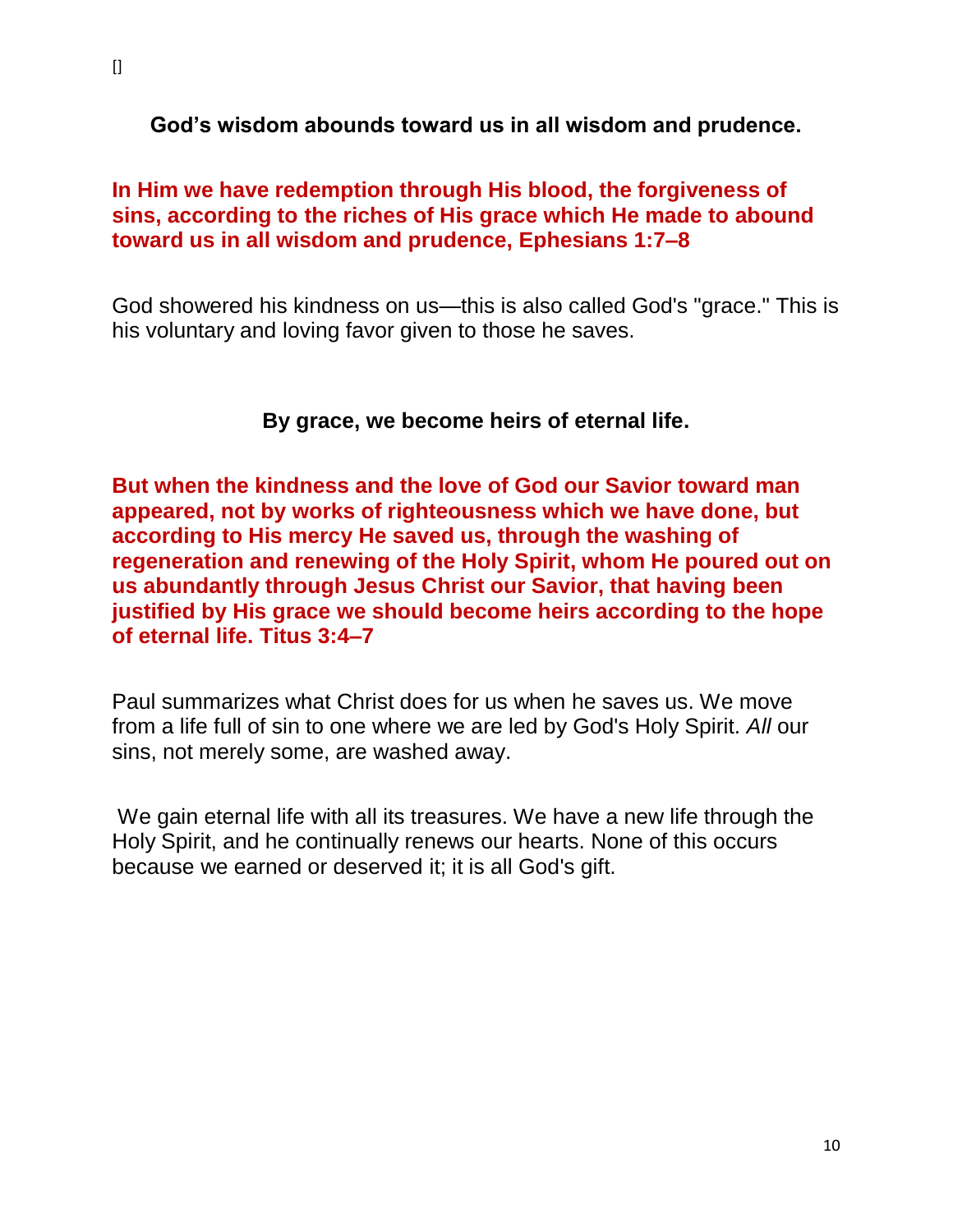[]

**God's wisdom abounds toward us in all wisdom and prudence.**

**In Him we have redemption through His blood, the forgiveness of sins, according to the riches of His grace which He made to abound toward us in all wisdom and prudence, Ephesians 1:7–8**

God showered his kindness on us—this is also called God's "grace." This is his voluntary and loving favor given to those he saves.

**By grace, we become heirs of eternal life.**

**But when the kindness and the love of God our Savior toward man appeared, not by works of righteousness which we have done, but according to His mercy He saved us, through the washing of regeneration and renewing of the Holy Spirit, whom He poured out on us abundantly through Jesus Christ our Savior, that having been justified by His grace we should become heirs according to the hope of eternal life. Titus 3:4–7**

Paul summarizes what Christ does for us when he saves us. We move from a life full of sin to one where we are led by God's Holy Spirit. *All* our sins, not merely some, are washed away.

We gain eternal life with all its treasures. We have a new life through the Holy Spirit, and he continually renews our hearts. None of this occurs because we earned or deserved it; it is all God's gift.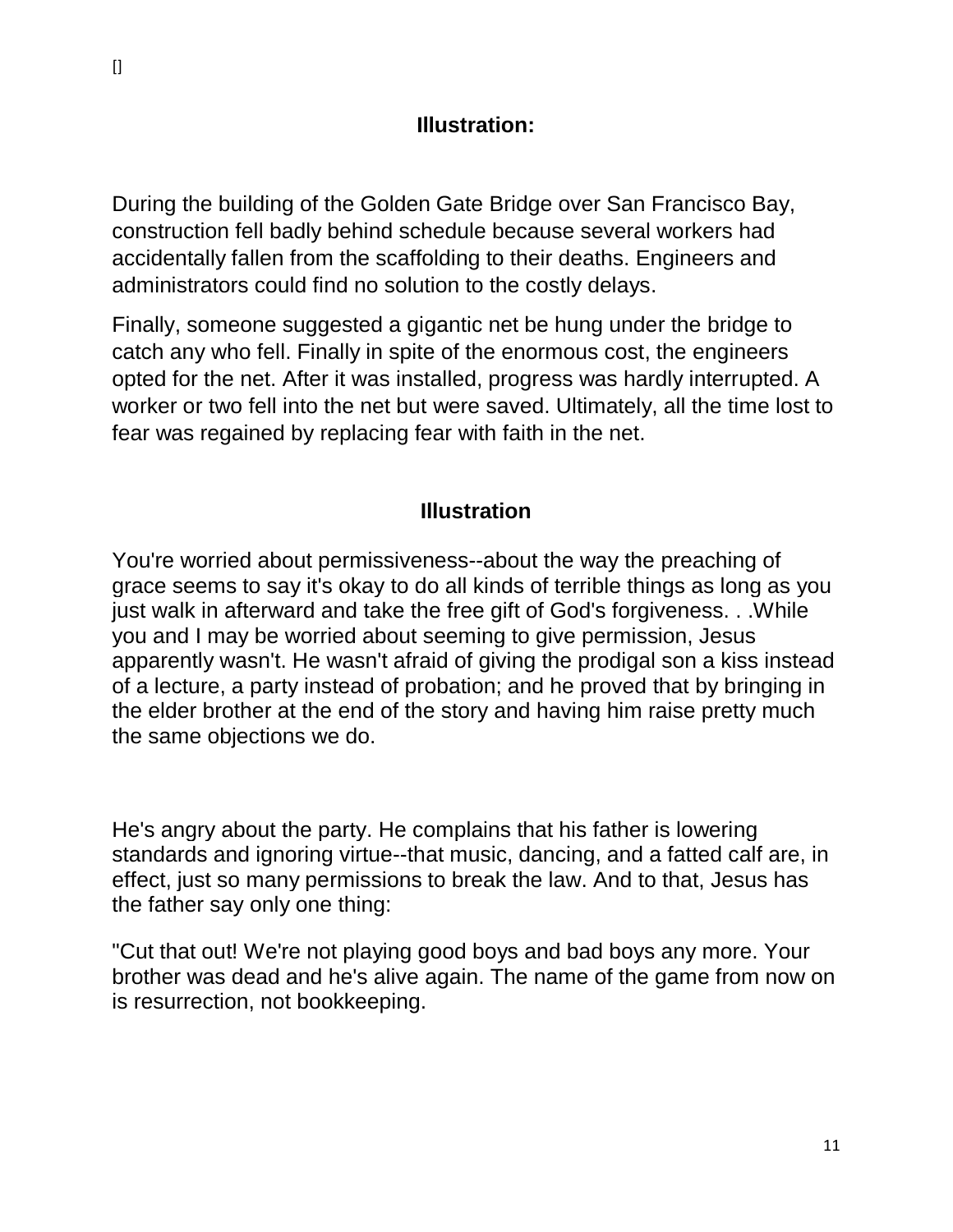[]

## Illustration:

During the building of the Golden Gate Bridge over San Francisco Bay, construction fell badly behind schedule because several workers had accidentally fallen from the scaffolding to their deaths. Engineers and administrators could find no solution to the costly delays.

Finally, someone suggested a gigantic net be hung under the bridge to catch any who fell. Finally in spite of the enormous cost, the engineers opted for the net. After it was installed, progress was hardly interrupted. A worker or two fell into the net but were saved. Ultimately, all the time lost to fear was regained by replacing fear with faith in the net.

## Illustration

You're worried about permissiveness--about the way the preaching of grace seems to say it's okay to do all kinds of terrible things as long as you just walk in afterward and take the free gift of God's forgiveness. . .While you and I may be worried about seeming to give permission, Jesus apparently wasn't. He wasn't afraid of giving the prodigal son a kiss instead of a lecture, a party instead of probation; and he proved that by bringing in the elder brother at the end of the story and having him raise pretty much the same objections we do.

He's angry about the party. He complains that his father is lowering standards and ignoring virtue--that music, dancing, and a fatted calf are, in effect, just so many permissions to break the law. And to that, Jesus has the father say only one thing:

"Cut that out! We're not playing good boys and bad boys any more. Your brother was dead and he's alive again. The name of the game from now on is resurrection, not bookkeeping.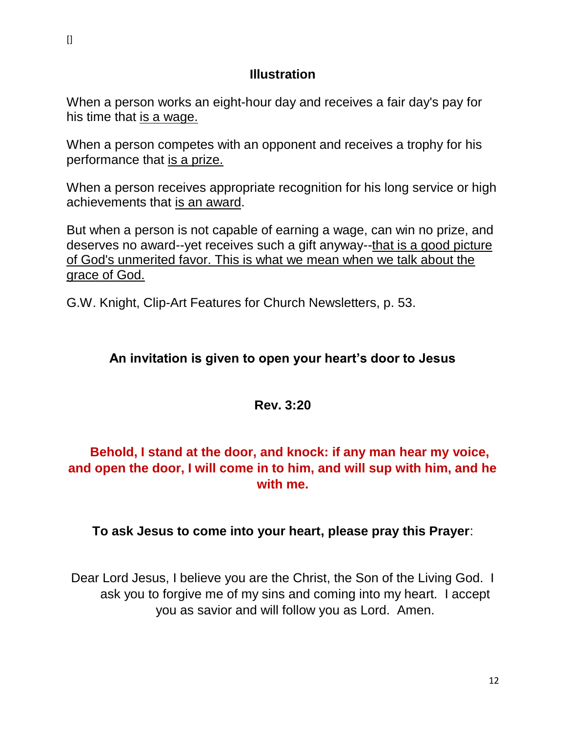[]

## Illustration

When a person works an eight-hour day and receives a fair day's pay for his time that <u>is a wage.</u>

When a person competes with an opponent and receives a trophy for his performance that <u>is a prize.</u>

When a person receives appropriate recognition for his long service or high achievements that <u>is an award</u>.

But when a person is not capable of earning a wage, can win no prize, and deserves no award--yet receives such a gift anyway--<u>that is a good picture of God's unmerited favor. This is what we mean when we talk about the grace of God.</u>

G.W. Knight, Clip-Art Features for Church Newsletters, p. 53.

**An invitation is given to open your heart's door to Jesus**

**Rev. 3:20**

**Behold, I stand at the door, and knock: if any man hear my voice, and open the door, I will come in to him, and will sup with him, and he with me.**

**To ask Jesus to come into your heart, please pray this Prayer**:

Dear Lord Jesus, I believe you are the Christ, the Son of the Living God. I ask you to forgive me of my sins and coming into my heart. I accept you as savior and will follow you as Lord. Amen.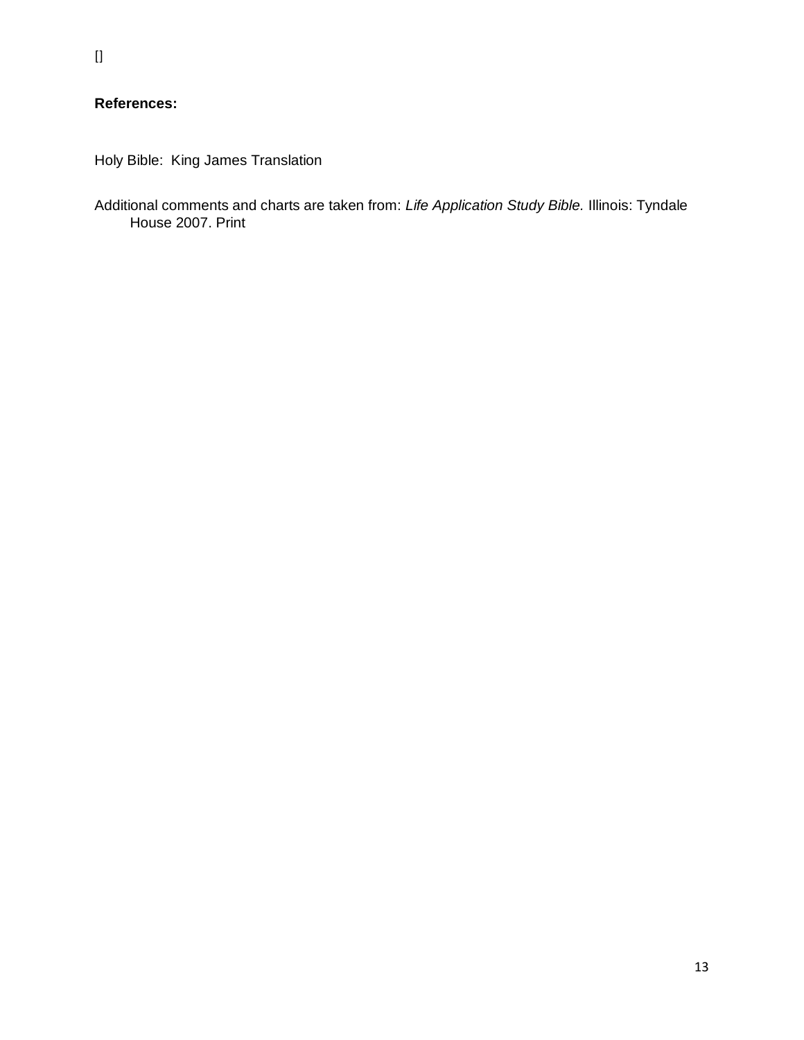[]

**References:**

Holy Bible: King James Translation

Additional comments and charts are taken from: *Life Application Study Bible.* Illinois: Tyndale House 2007. Print